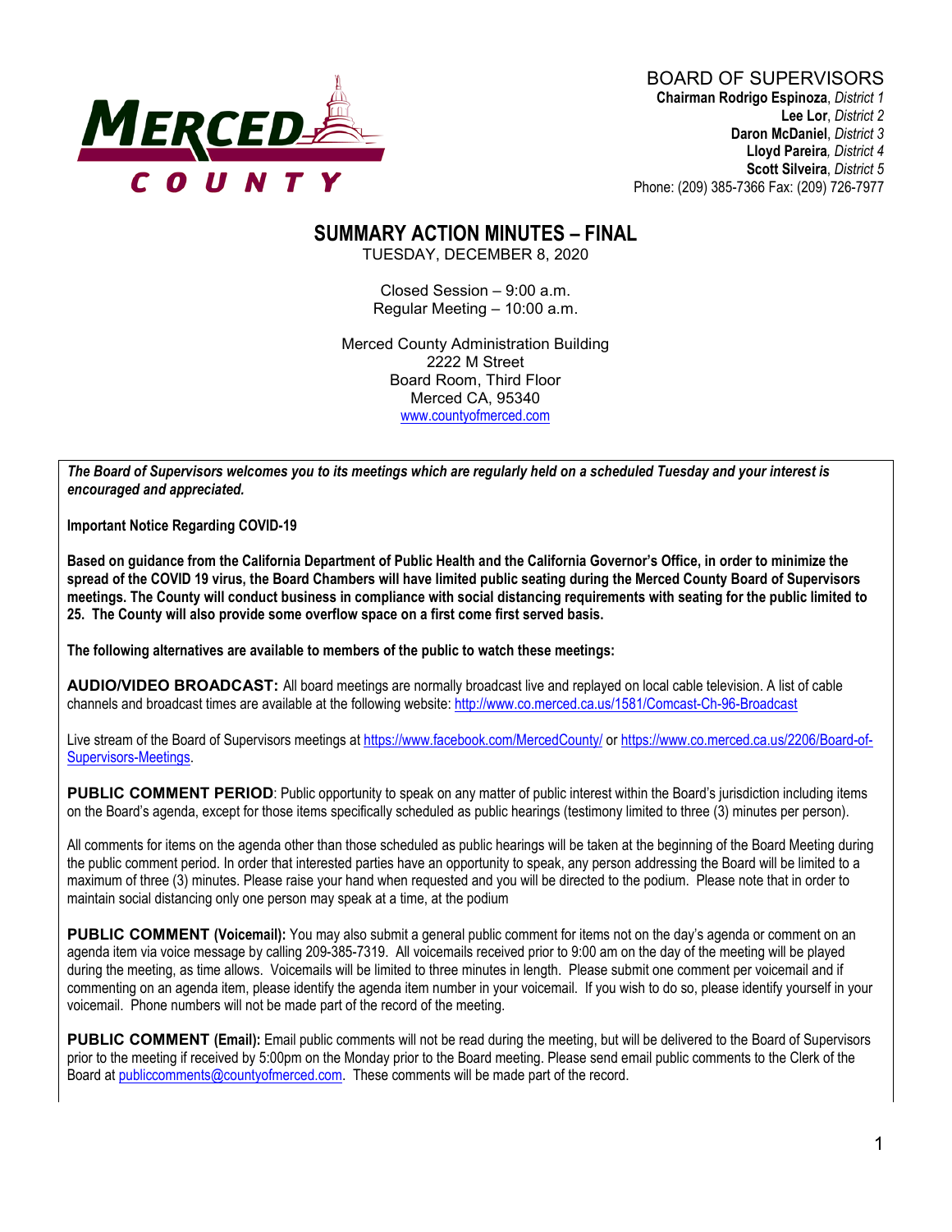MERCED COUNTY

BOARD OF SUPERVISORS
**Chairman Rodrigo Espinoza**, *District 1*
**Lee Lor**, *District 2*
**Daron McDaniel**, *District 3*
**Lloyd Pareira**, *District 4*
**Scott Silveira**, *District 5*
Phone: (209) 385-7366 Fax: (209) 726-7977

# SUMMARY ACTION MINUTES – FINAL

TUESDAY, DECEMBER 8, 2020

Closed Session – 9:00 a.m.
Regular Meeting – 10:00 a.m.

Merced County Administration Building
2222 M Street
Board Room, Third Floor
Merced CA, 95340
www.countyofmerced.com

***The Board of Supervisors welcomes you to its meetings which are regularly held on a scheduled Tuesday and your interest is encouraged and appreciated.***

**Important Notice Regarding COVID-19**

**Based on guidance from the California Department of Public Health and the California Governor's Office, in order to minimize the spread of the COVID 19 virus, the Board Chambers will have limited public seating during the Merced County Board of Supervisors meetings. The County will conduct business in compliance with social distancing requirements with seating for the public limited to 25. The County will also provide some overflow space on a first come first served basis.**

**The following alternatives are available to members of the public to watch these meetings:**

**AUDIO/VIDEO BROADCAST:** All board meetings are normally broadcast live and replayed on local cable television. A list of cable channels and broadcast times are available at the following website: http://www.co.merced.ca.us/1581/Comcast-Ch-96-Broadcast

Live stream of the Board of Supervisors meetings at https://www.facebook.com/MercedCounty/ or https://www.co.merced.ca.us/2206/Board-of-Supervisors-Meetings.

**PUBLIC COMMENT PERIOD**: Public opportunity to speak on any matter of public interest within the Board's jurisdiction including items on the Board's agenda, except for those items specifically scheduled as public hearings (testimony limited to three (3) minutes per person).

All comments for items on the agenda other than those scheduled as public hearings will be taken at the beginning of the Board Meeting during the public comment period. In order that interested parties have an opportunity to speak, any person addressing the Board will be limited to a maximum of three (3) minutes. Please raise your hand when requested and you will be directed to the podium. Please note that in order to maintain social distancing only one person may speak at a time, at the podium

**PUBLIC COMMENT (Voicemail):** You may also submit a general public comment for items not on the day's agenda or comment on an agenda item via voice message by calling 209-385-7319. All voicemails received prior to 9:00 am on the day of the meeting will be played during the meeting, as time allows. Voicemails will be limited to three minutes in length. Please submit one comment per voicemail and if commenting on an agenda item, please identify the agenda item number in your voicemail. If you wish to do so, please identify yourself in your voicemail. Phone numbers will not be made part of the record of the meeting.

**PUBLIC COMMENT (Email):** Email public comments will not be read during the meeting, but will be delivered to the Board of Supervisors prior to the meeting if received by 5:00pm on the Monday prior to the Board meeting. Please send email public comments to the Clerk of the Board at publiccomments@countyofmerced.com. These comments will be made part of the record.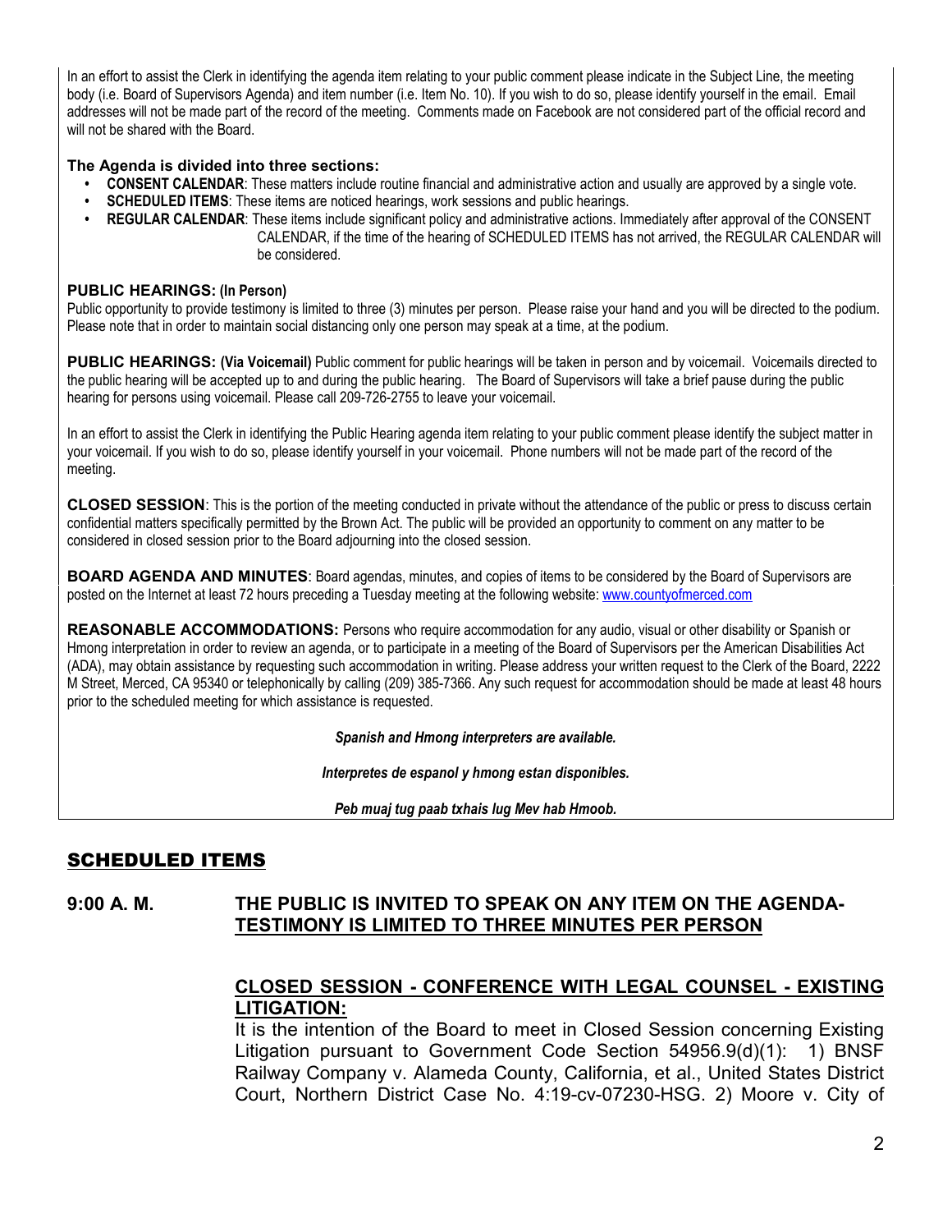In an effort to assist the Clerk in identifying the agenda item relating to your public comment please indicate in the Subject Line, the meeting body (i.e. Board of Supervisors Agenda) and item number (i.e. Item No. 10). If you wish to do so, please identify yourself in the email. Email addresses will not be made part of the record of the meeting. Comments made on Facebook are not considered part of the official record and will not be shared with the Board.

**The Agenda is divided into three sections:**

- **CONSENT CALENDAR**: These matters include routine financial and administrative action and usually are approved by a single vote.
- **SCHEDULED ITEMS**: These items are noticed hearings, work sessions and public hearings.
- **REGULAR CALENDAR**: These items include significant policy and administrative actions. Immediately after approval of the CONSENT CALENDAR, if the time of the hearing of SCHEDULED ITEMS has not arrived, the REGULAR CALENDAR will be considered.

**PUBLIC HEARINGS: (In Person)**
Public opportunity to provide testimony is limited to three (3) minutes per person. Please raise your hand and you will be directed to the podium. Please note that in order to maintain social distancing only one person may speak at a time, at the podium.

**PUBLIC HEARINGS: (Via Voicemail)** Public comment for public hearings will be taken in person and by voicemail. Voicemails directed to the public hearing will be accepted up to and during the public hearing. The Board of Supervisors will take a brief pause during the public hearing for persons using voicemail. Please call 209-726-2755 to leave your voicemail.

In an effort to assist the Clerk in identifying the Public Hearing agenda item relating to your public comment please identify the subject matter in your voicemail. If you wish to do so, please identify yourself in your voicemail. Phone numbers will not be made part of the record of the meeting.

**CLOSED SESSION**: This is the portion of the meeting conducted in private without the attendance of the public or press to discuss certain confidential matters specifically permitted by the Brown Act. The public will be provided an opportunity to comment on any matter to be considered in closed session prior to the Board adjourning into the closed session.

**BOARD AGENDA AND MINUTES**: Board agendas, minutes, and copies of items to be considered by the Board of Supervisors are posted on the Internet at least 72 hours preceding a Tuesday meeting at the following website: [www.countyofmerced.com](www.countyofmerced.com)

**REASONABLE ACCOMMODATIONS:** Persons who require accommodation for any audio, visual or other disability or Spanish or Hmong interpretation in order to review an agenda, or to participate in a meeting of the Board of Supervisors per the American Disabilities Act (ADA), may obtain assistance by requesting such accommodation in writing. Please address your written request to the Clerk of the Board, 2222 M Street, Merced, CA 95340 or telephonically by calling (209) 385-7366. Any such request for accommodation should be made at least 48 hours prior to the scheduled meeting for which assistance is requested.

***Spanish and Hmong interpreters are available.***

***Interpretes de espanol y hmong estan disponibles.***

***Peb muaj tug paab txhais lug Mev hab Hmoob.***

## SCHEDULED ITEMS

### 9:00 A. M. THE PUBLIC IS INVITED TO SPEAK ON ANY ITEM ON THE AGENDA-TESTIMONY IS LIMITED TO THREE MINUTES PER PERSON

**CLOSED SESSION - CONFERENCE WITH LEGAL COUNSEL - EXISTING LITIGATION:**
It is the intention of the Board to meet in Closed Session concerning Existing Litigation pursuant to Government Code Section 54956.9(d)(1): 1) BNSF Railway Company v. Alameda County, California, et al., United States District Court, Northern District Case No. 4:19-cv-07230-HSG. 2) Moore v. City of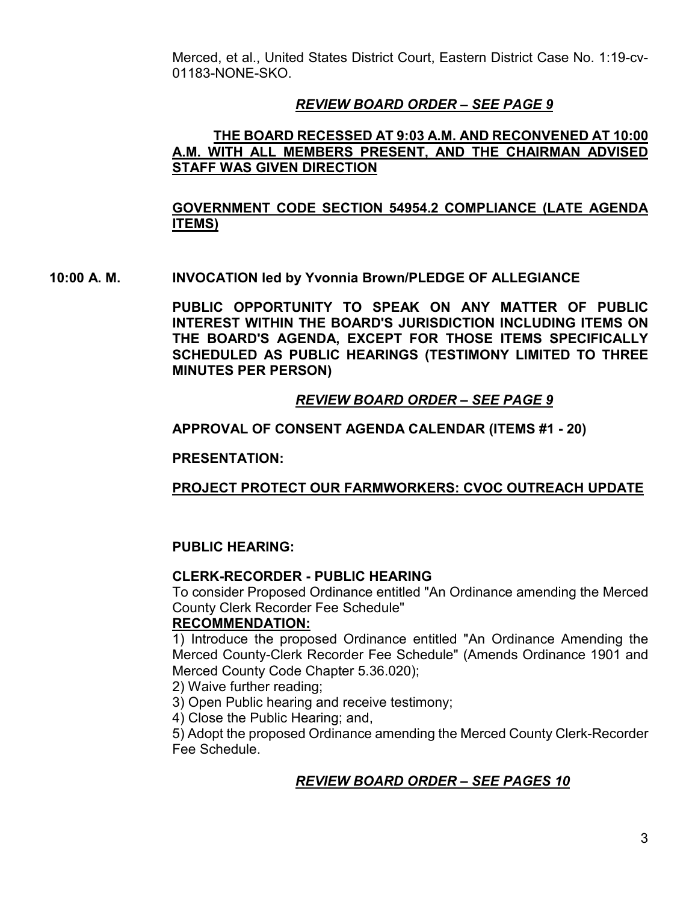Merced, et al., United States District Court, Eastern District Case No. 1:19-cv-01183-NONE-SKO.

***REVIEW BOARD ORDER – SEE PAGE 9***

**THE BOARD RECESSED AT 9:03 A.M. AND RECONVENED AT 10:00 A.M. WITH ALL MEMBERS PRESENT, AND THE CHAIRMAN ADVISED STAFF WAS GIVEN DIRECTION**

**GOVERNMENT CODE SECTION 54954.2 COMPLIANCE (LATE AGENDA ITEMS)**

**10:00 A. M. INVOCATION led by Yvonnia Brown/PLEDGE OF ALLEGIANCE**

**PUBLIC OPPORTUNITY TO SPEAK ON ANY MATTER OF PUBLIC INTEREST WITHIN THE BOARD'S JURISDICTION INCLUDING ITEMS ON THE BOARD'S AGENDA, EXCEPT FOR THOSE ITEMS SPECIFICALLY SCHEDULED AS PUBLIC HEARINGS (TESTIMONY LIMITED TO THREE MINUTES PER PERSON)**

***REVIEW BOARD ORDER – SEE PAGE 9***

**APPROVAL OF CONSENT AGENDA CALENDAR (ITEMS #1 - 20)**

**PRESENTATION:**

**PROJECT PROTECT OUR FARMWORKERS: CVOC OUTREACH UPDATE**

**PUBLIC HEARING:**

**CLERK-RECORDER - PUBLIC HEARING**

To consider Proposed Ordinance entitled "An Ordinance amending the Merced County Clerk Recorder Fee Schedule"

**RECOMMENDATION:**

1) Introduce the proposed Ordinance entitled "An Ordinance Amending the Merced County-Clerk Recorder Fee Schedule" (Amends Ordinance 1901 and Merced County Code Chapter 5.36.020);
2) Waive further reading;
3) Open Public hearing and receive testimony;
4) Close the Public Hearing; and,
5) Adopt the proposed Ordinance amending the Merced County Clerk-Recorder Fee Schedule.

***REVIEW BOARD ORDER – SEE PAGES 10***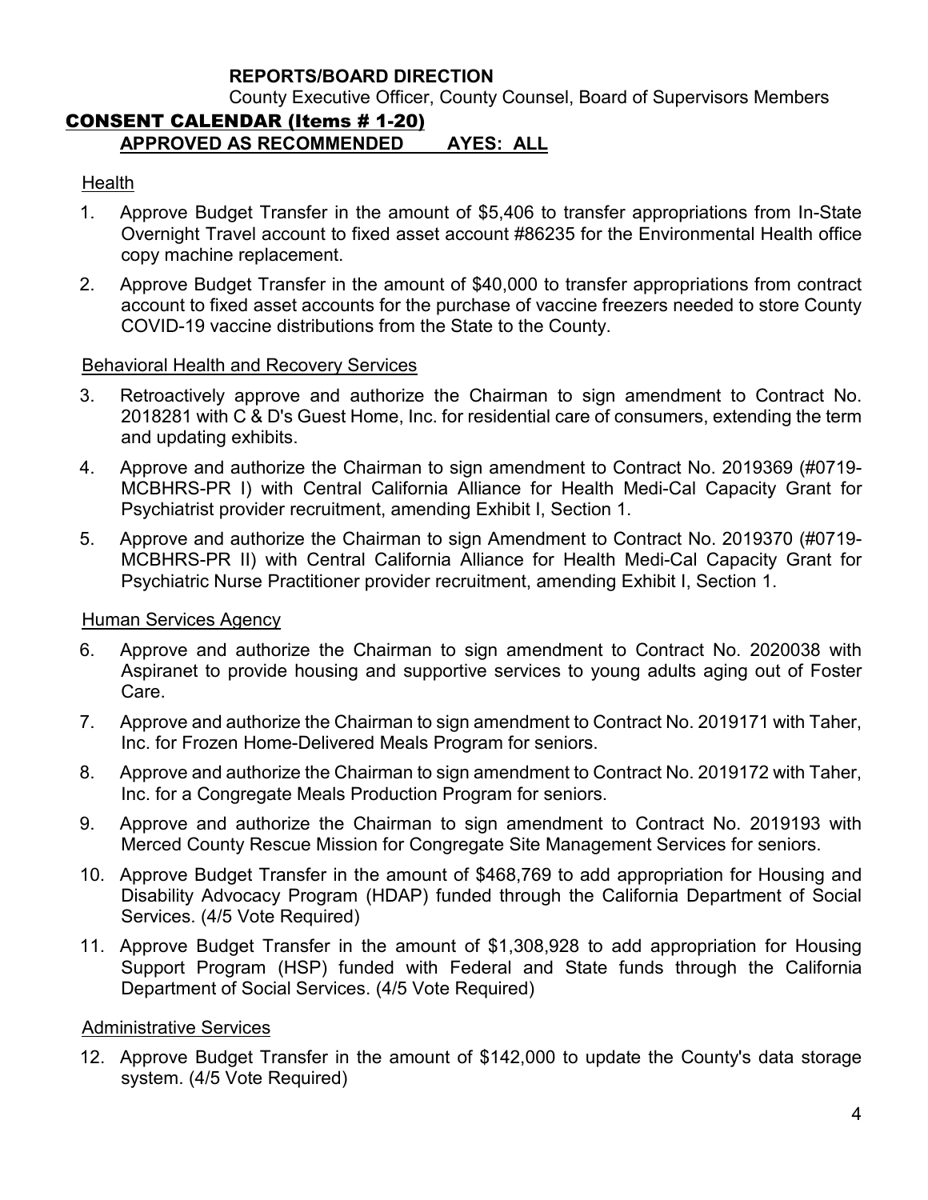**REPORTS/BOARD DIRECTION**

County Executive Officer, County Counsel, Board of Supervisors Members

## CONSENT CALENDAR (Items # 1-20)

**APPROVED AS RECOMMENDED AYES: ALL**

Health

1. Approve Budget Transfer in the amount of $5,406 to transfer appropriations from In-State Overnight Travel account to fixed asset account #86235 for the Environmental Health office copy machine replacement.
2. Approve Budget Transfer in the amount of $40,000 to transfer appropriations from contract account to fixed asset accounts for the purchase of vaccine freezers needed to store County COVID-19 vaccine distributions from the State to the County.

Behavioral Health and Recovery Services

3. Retroactively approve and authorize the Chairman to sign amendment to Contract No. 2018281 with C & D's Guest Home, Inc. for residential care of consumers, extending the term and updating exhibits.
4. Approve and authorize the Chairman to sign amendment to Contract No. 2019369 (#0719-MCBHRS-PR I) with Central California Alliance for Health Medi-Cal Capacity Grant for Psychiatrist provider recruitment, amending Exhibit I, Section 1.
5. Approve and authorize the Chairman to sign Amendment to Contract No. 2019370 (#0719-MCBHRS-PR II) with Central California Alliance for Health Medi-Cal Capacity Grant for Psychiatric Nurse Practitioner provider recruitment, amending Exhibit I, Section 1.

Human Services Agency

6. Approve and authorize the Chairman to sign amendment to Contract No. 2020038 with Aspiranet to provide housing and supportive services to young adults aging out of Foster Care.
7. Approve and authorize the Chairman to sign amendment to Contract No. 2019171 with Taher, Inc. for Frozen Home-Delivered Meals Program for seniors.
8. Approve and authorize the Chairman to sign amendment to Contract No. 2019172 with Taher, Inc. for a Congregate Meals Production Program for seniors.
9. Approve and authorize the Chairman to sign amendment to Contract No. 2019193 with Merced County Rescue Mission for Congregate Site Management Services for seniors.
10. Approve Budget Transfer in the amount of $468,769 to add appropriation for Housing and Disability Advocacy Program (HDAP) funded through the California Department of Social Services. (4/5 Vote Required)
11. Approve Budget Transfer in the amount of $1,308,928 to add appropriation for Housing Support Program (HSP) funded with Federal and State funds through the California Department of Social Services. (4/5 Vote Required)

Administrative Services

12. Approve Budget Transfer in the amount of $142,000 to update the County's data storage system. (4/5 Vote Required)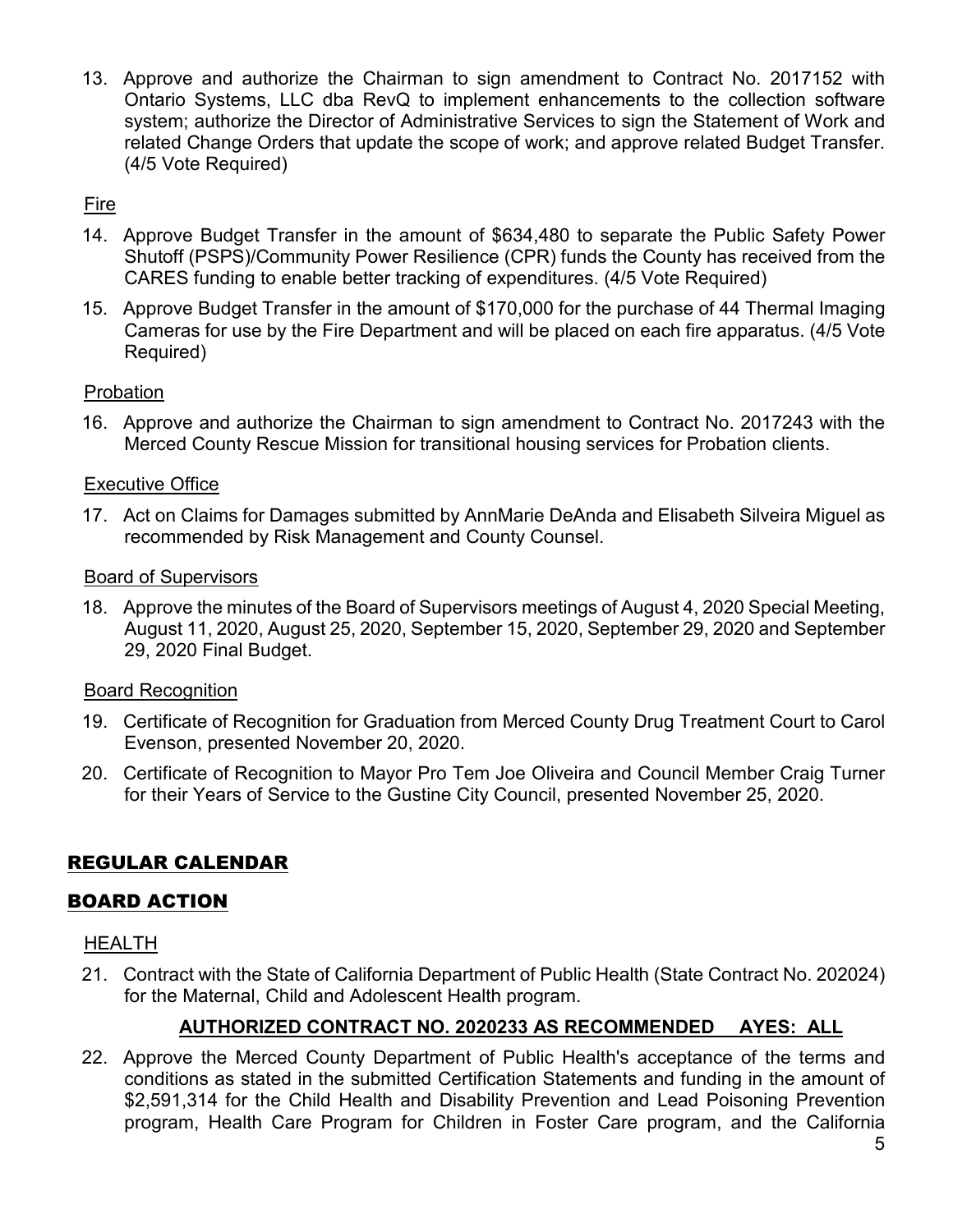13. Approve and authorize the Chairman to sign amendment to Contract No. 2017152 with Ontario Systems, LLC dba RevQ to implement enhancements to the collection software system; authorize the Director of Administrative Services to sign the Statement of Work and related Change Orders that update the scope of work; and approve related Budget Transfer. (4/5 Vote Required)

Fire

14. Approve Budget Transfer in the amount of $634,480 to separate the Public Safety Power Shutoff (PSPS)/Community Power Resilience (CPR) funds the County has received from the CARES funding to enable better tracking of expenditures. (4/5 Vote Required)
15. Approve Budget Transfer in the amount of $170,000 for the purchase of 44 Thermal Imaging Cameras for use by the Fire Department and will be placed on each fire apparatus. (4/5 Vote Required)

Probation

16. Approve and authorize the Chairman to sign amendment to Contract No. 2017243 with the Merced County Rescue Mission for transitional housing services for Probation clients.

Executive Office

17. Act on Claims for Damages submitted by AnnMarie DeAnda and Elisabeth Silveira Miguel as recommended by Risk Management and County Counsel.

Board of Supervisors

18. Approve the minutes of the Board of Supervisors meetings of August 4, 2020 Special Meeting, August 11, 2020, August 25, 2020, September 15, 2020, September 29, 2020 and September 29, 2020 Final Budget.

Board Recognition

19. Certificate of Recognition for Graduation from Merced County Drug Treatment Court to Carol Evenson, presented November 20, 2020.
20. Certificate of Recognition to Mayor Pro Tem Joe Oliveira and Council Member Craig Turner for their Years of Service to the Gustine City Council, presented November 25, 2020.

## REGULAR CALENDAR

## BOARD ACTION

HEALTH

21. Contract with the State of California Department of Public Health (State Contract No. 202024) for the Maternal, Child and Adolescent Health program.

**AUTHORIZED CONTRACT NO. 2020233 AS RECOMMENDED AYES: ALL**

22. Approve the Merced County Department of Public Health's acceptance of the terms and conditions as stated in the submitted Certification Statements and funding in the amount of $2,591,314 for the Child Health and Disability Prevention and Lead Poisoning Prevention program, Health Care Program for Children in Foster Care program, and the California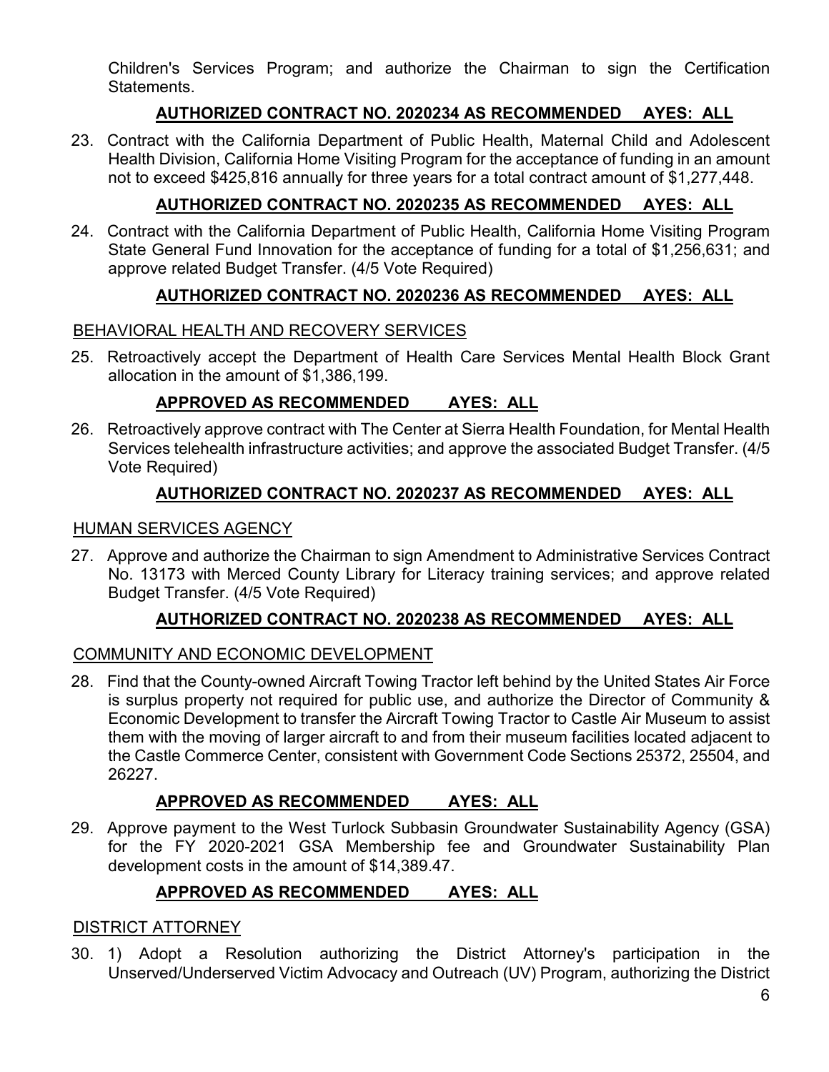Children's Services Program; and authorize the Chairman to sign the Certification Statements.

**AUTHORIZED CONTRACT NO. 2020234 AS RECOMMENDED AYES: ALL**

23. Contract with the California Department of Public Health, Maternal Child and Adolescent Health Division, California Home Visiting Program for the acceptance of funding in an amount not to exceed $425,816 annually for three years for a total contract amount of $1,277,448.

**AUTHORIZED CONTRACT NO. 2020235 AS RECOMMENDED AYES: ALL**

24. Contract with the California Department of Public Health, California Home Visiting Program State General Fund Innovation for the acceptance of funding for a total of $1,256,631; and approve related Budget Transfer. (4/5 Vote Required)

**AUTHORIZED CONTRACT NO. 2020236 AS RECOMMENDED AYES: ALL**

BEHAVIORAL HEALTH AND RECOVERY SERVICES

25. Retroactively accept the Department of Health Care Services Mental Health Block Grant allocation in the amount of $1,386,199.

**APPROVED AS RECOMMENDED AYES: ALL**

26. Retroactively approve contract with The Center at Sierra Health Foundation, for Mental Health Services telehealth infrastructure activities; and approve the associated Budget Transfer. (4/5 Vote Required)

**AUTHORIZED CONTRACT NO. 2020237 AS RECOMMENDED AYES: ALL**

HUMAN SERVICES AGENCY

27. Approve and authorize the Chairman to sign Amendment to Administrative Services Contract No. 13173 with Merced County Library for Literacy training services; and approve related Budget Transfer. (4/5 Vote Required)

**AUTHORIZED CONTRACT NO. 2020238 AS RECOMMENDED AYES: ALL**

COMMUNITY AND ECONOMIC DEVELOPMENT

28. Find that the County-owned Aircraft Towing Tractor left behind by the United States Air Force is surplus property not required for public use, and authorize the Director of Community & Economic Development to transfer the Aircraft Towing Tractor to Castle Air Museum to assist them with the moving of larger aircraft to and from their museum facilities located adjacent to the Castle Commerce Center, consistent with Government Code Sections 25372, 25504, and 26227.

**APPROVED AS RECOMMENDED AYES: ALL**

29. Approve payment to the West Turlock Subbasin Groundwater Sustainability Agency (GSA) for the FY 2020-2021 GSA Membership fee and Groundwater Sustainability Plan development costs in the amount of $14,389.47.

**APPROVED AS RECOMMENDED AYES: ALL**

DISTRICT ATTORNEY

30. 1) Adopt a Resolution authorizing the District Attorney's participation in the Unserved/Underserved Victim Advocacy and Outreach (UV) Program, authorizing the District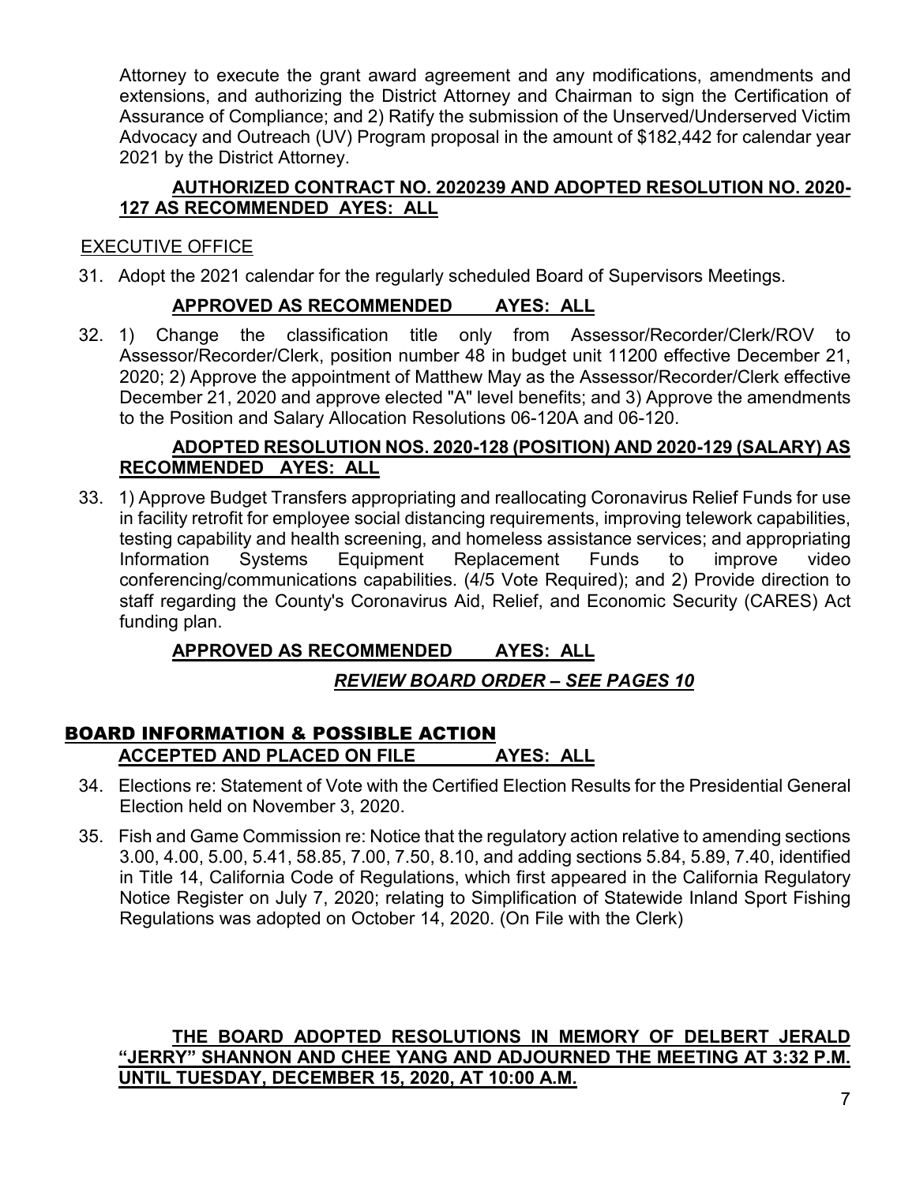Attorney to execute the grant award agreement and any modifications, amendments and extensions, and authorizing the District Attorney and Chairman to sign the Certification of Assurance of Compliance; and 2) Ratify the submission of the Unserved/Underserved Victim Advocacy and Outreach (UV) Program proposal in the amount of $182,442 for calendar year 2021 by the District Attorney.

**AUTHORIZED CONTRACT NO. 2020239 AND ADOPTED RESOLUTION NO. 2020-127 AS RECOMMENDED AYES: ALL**

EXECUTIVE OFFICE

31. Adopt the 2021 calendar for the regularly scheduled Board of Supervisors Meetings.

    **APPROVED AS RECOMMENDED AYES: ALL**

32. 1) Change the classification title only from Assessor/Recorder/Clerk/ROV to Assessor/Recorder/Clerk, position number 48 in budget unit 11200 effective December 21, 2020; 2) Approve the appointment of Matthew May as the Assessor/Recorder/Clerk effective December 21, 2020 and approve elected "A" level benefits; and 3) Approve the amendments to the Position and Salary Allocation Resolutions 06-120A and 06-120.

    **ADOPTED RESOLUTION NOS. 2020-128 (POSITION) AND 2020-129 (SALARY) AS RECOMMENDED AYES: ALL**

33. 1) Approve Budget Transfers appropriating and reallocating Coronavirus Relief Funds for use in facility retrofit for employee social distancing requirements, improving telework capabilities, testing capability and health screening, and homeless assistance services; and appropriating Information Systems Equipment Replacement Funds to improve video conferencing/communications capabilities. (4/5 Vote Required); and 2) Provide direction to staff regarding the County's Coronavirus Aid, Relief, and Economic Security (CARES) Act funding plan.

    **APPROVED AS RECOMMENDED AYES: ALL**

    ***REVIEW BOARD ORDER – SEE PAGES 10***

## BOARD INFORMATION & POSSIBLE ACTION

**ACCEPTED AND PLACED ON FILE AYES: ALL**

34. Elections re: Statement of Vote with the Certified Election Results for the Presidential General Election held on November 3, 2020.

35. Fish and Game Commission re: Notice that the regulatory action relative to amending sections 3.00, 4.00, 5.00, 5.41, 58.85, 7.00, 7.50, 8.10, and adding sections 5.84, 5.89, 7.40, identified in Title 14, California Code of Regulations, which first appeared in the California Regulatory Notice Register on July 7, 2020; relating to Simplification of Statewide Inland Sport Fishing Regulations was adopted on October 14, 2020. (On File with the Clerk)

**THE BOARD ADOPTED RESOLUTIONS IN MEMORY OF DELBERT JERALD "JERRY" SHANNON AND CHEE YANG AND ADJOURNED THE MEETING AT 3:32 P.M. UNTIL TUESDAY, DECEMBER 15, 2020, AT 10:00 A.M.**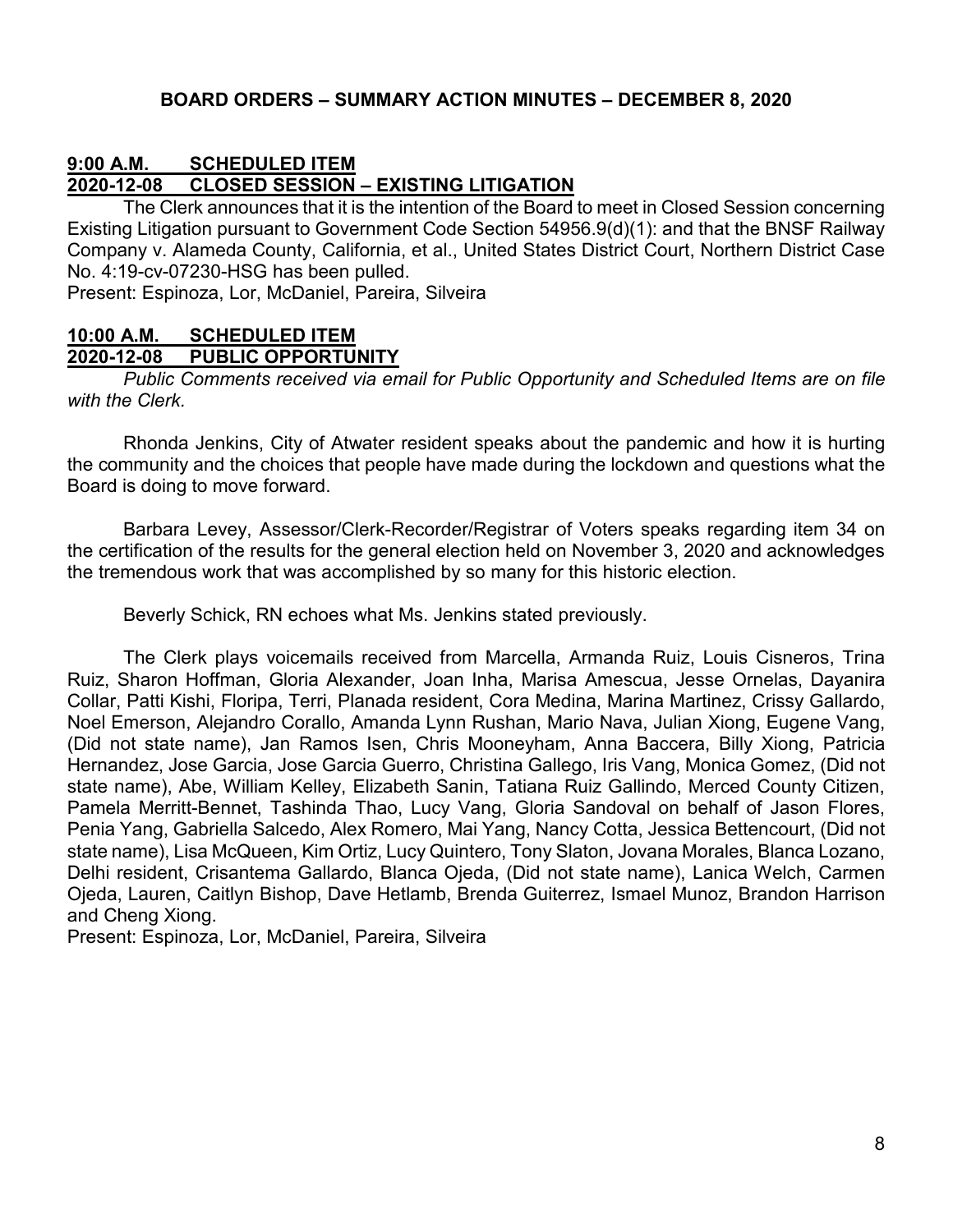## BOARD ORDERS – SUMMARY ACTION MINUTES – DECEMBER 8, 2020

**9:00 A.M. SCHEDULED ITEM**
**2020-12-08 CLOSED SESSION – EXISTING LITIGATION**

The Clerk announces that it is the intention of the Board to meet in Closed Session concerning Existing Litigation pursuant to Government Code Section 54956.9(d)(1): and that the BNSF Railway Company v. Alameda County, California, et al., United States District Court, Northern District Case No. 4:19-cv-07230-HSG has been pulled.
Present: Espinoza, Lor, McDaniel, Pareira, Silveira

**10:00 A.M. SCHEDULED ITEM**
**2020-12-08 PUBLIC OPPORTUNITY**

*Public Comments received via email for Public Opportunity and Scheduled Items are on file with the Clerk.*

Rhonda Jenkins, City of Atwater resident speaks about the pandemic and how it is hurting the community and the choices that people have made during the lockdown and questions what the Board is doing to move forward.

Barbara Levey, Assessor/Clerk-Recorder/Registrar of Voters speaks regarding item 34 on the certification of the results for the general election held on November 3, 2020 and acknowledges the tremendous work that was accomplished by so many for this historic election.

Beverly Schick, RN echoes what Ms. Jenkins stated previously.

The Clerk plays voicemails received from Marcella, Armanda Ruiz, Louis Cisneros, Trina Ruiz, Sharon Hoffman, Gloria Alexander, Joan Inha, Marisa Amescua, Jesse Ornelas, Dayanira Collar, Patti Kishi, Floripa, Terri, Planada resident, Cora Medina, Marina Martinez, Crissy Gallardo, Noel Emerson, Alejandro Corallo, Amanda Lynn Rushan, Mario Nava, Julian Xiong, Eugene Vang, (Did not state name), Jan Ramos Isen, Chris Mooneyham, Anna Baccera, Billy Xiong, Patricia Hernandez, Jose Garcia, Jose Garcia Guerro, Christina Gallego, Iris Vang, Monica Gomez, (Did not state name), Abe, William Kelley, Elizabeth Sanin, Tatiana Ruiz Gallindo, Merced County Citizen, Pamela Merritt-Bennet, Tashinda Thao, Lucy Vang, Gloria Sandoval on behalf of Jason Flores, Penia Yang, Gabriella Salcedo, Alex Romero, Mai Yang, Nancy Cotta, Jessica Bettencourt, (Did not state name), Lisa McQueen, Kim Ortiz, Lucy Quintero, Tony Slaton, Jovana Morales, Blanca Lozano, Delhi resident, Crisantema Gallardo, Blanca Ojeda, (Did not state name), Lanica Welch, Carmen Ojeda, Lauren, Caitlyn Bishop, Dave Hetlamb, Brenda Guiterrez, Ismael Munoz, Brandon Harrison and Cheng Xiong.
Present: Espinoza, Lor, McDaniel, Pareira, Silveira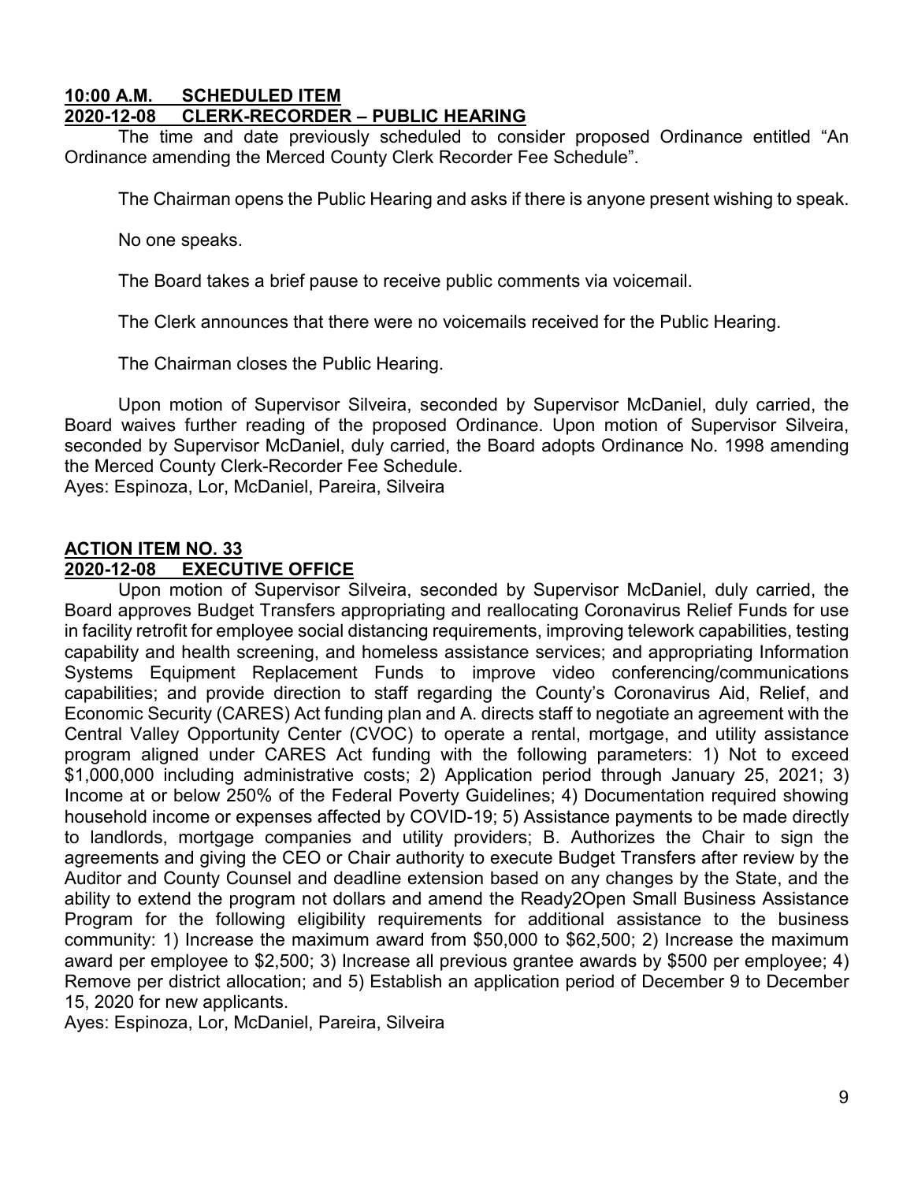## 10:00 A.M. SCHEDULED ITEM
## 2020-12-08 CLERK-RECORDER – PUBLIC HEARING

The time and date previously scheduled to consider proposed Ordinance entitled "An Ordinance amending the Merced County Clerk Recorder Fee Schedule".

The Chairman opens the Public Hearing and asks if there is anyone present wishing to speak.

No one speaks.

The Board takes a brief pause to receive public comments via voicemail.

The Clerk announces that there were no voicemails received for the Public Hearing.

The Chairman closes the Public Hearing.

Upon motion of Supervisor Silveira, seconded by Supervisor McDaniel, duly carried, the Board waives further reading of the proposed Ordinance. Upon motion of Supervisor Silveira, seconded by Supervisor McDaniel, duly carried, the Board adopts Ordinance No. 1998 amending the Merced County Clerk-Recorder Fee Schedule.
Ayes: Espinoza, Lor, McDaniel, Pareira, Silveira

## ACTION ITEM NO. 33
## 2020-12-08 EXECUTIVE OFFICE

Upon motion of Supervisor Silveira, seconded by Supervisor McDaniel, duly carried, the Board approves Budget Transfers appropriating and reallocating Coronavirus Relief Funds for use in facility retrofit for employee social distancing requirements, improving telework capabilities, testing capability and health screening, and homeless assistance services; and appropriating Information Systems Equipment Replacement Funds to improve video conferencing/communications capabilities; and provide direction to staff regarding the County's Coronavirus Aid, Relief, and Economic Security (CARES) Act funding plan and A. directs staff to negotiate an agreement with the Central Valley Opportunity Center (CVOC) to operate a rental, mortgage, and utility assistance program aligned under CARES Act funding with the following parameters: 1) Not to exceed $1,000,000 including administrative costs; 2) Application period through January 25, 2021; 3) Income at or below 250% of the Federal Poverty Guidelines; 4) Documentation required showing household income or expenses affected by COVID-19; 5) Assistance payments to be made directly to landlords, mortgage companies and utility providers; B. Authorizes the Chair to sign the agreements and giving the CEO or Chair authority to execute Budget Transfers after review by the Auditor and County Counsel and deadline extension based on any changes by the State, and the ability to extend the program not dollars and amend the Ready2Open Small Business Assistance Program for the following eligibility requirements for additional assistance to the business community: 1) Increase the maximum award from $50,000 to $62,500; 2) Increase the maximum award per employee to $2,500; 3) Increase all previous grantee awards by $500 per employee; 4) Remove per district allocation; and 5) Establish an application period of December 9 to December 15, 2020 for new applicants.
Ayes: Espinoza, Lor, McDaniel, Pareira, Silveira